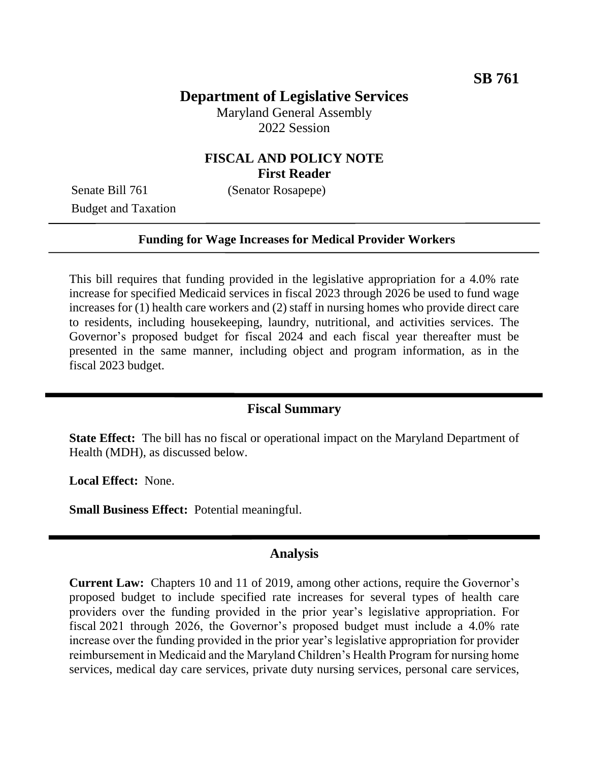**SB 761**

# Department of Legislative Services

Maryland General Assembly
2022 Session

## FISCAL AND POLICY NOTE
**First Reader**

Senate Bill 761 (Senator Rosapepe)
Budget and Taxation

---

**Funding for Wage Increases for Medical Provider Workers**

---

This bill requires that funding provided in the legislative appropriation for a 4.0% rate increase for specified Medicaid services in fiscal 2023 through 2026 be used to fund wage increases for (1) health care workers and (2) staff in nursing homes who provide direct care to residents, including housekeeping, laundry, nutritional, and activities services. The Governor's proposed budget for fiscal 2024 and each fiscal year thereafter must be presented in the same manner, including object and program information, as in the fiscal 2023 budget.

---

## Fiscal Summary

**State Effect:** The bill has no fiscal or operational impact on the Maryland Department of Health (MDH), as discussed below.

**Local Effect:** None.

**Small Business Effect:** Potential meaningful.

---

## Analysis

**Current Law:** Chapters 10 and 11 of 2019, among other actions, require the Governor's proposed budget to include specified rate increases for several types of health care providers over the funding provided in the prior year's legislative appropriation. For fiscal 2021 through 2026, the Governor's proposed budget must include a 4.0% rate increase over the funding provided in the prior year's legislative appropriation for provider reimbursement in Medicaid and the Maryland Children's Health Program for nursing home services, medical day care services, private duty nursing services, personal care services,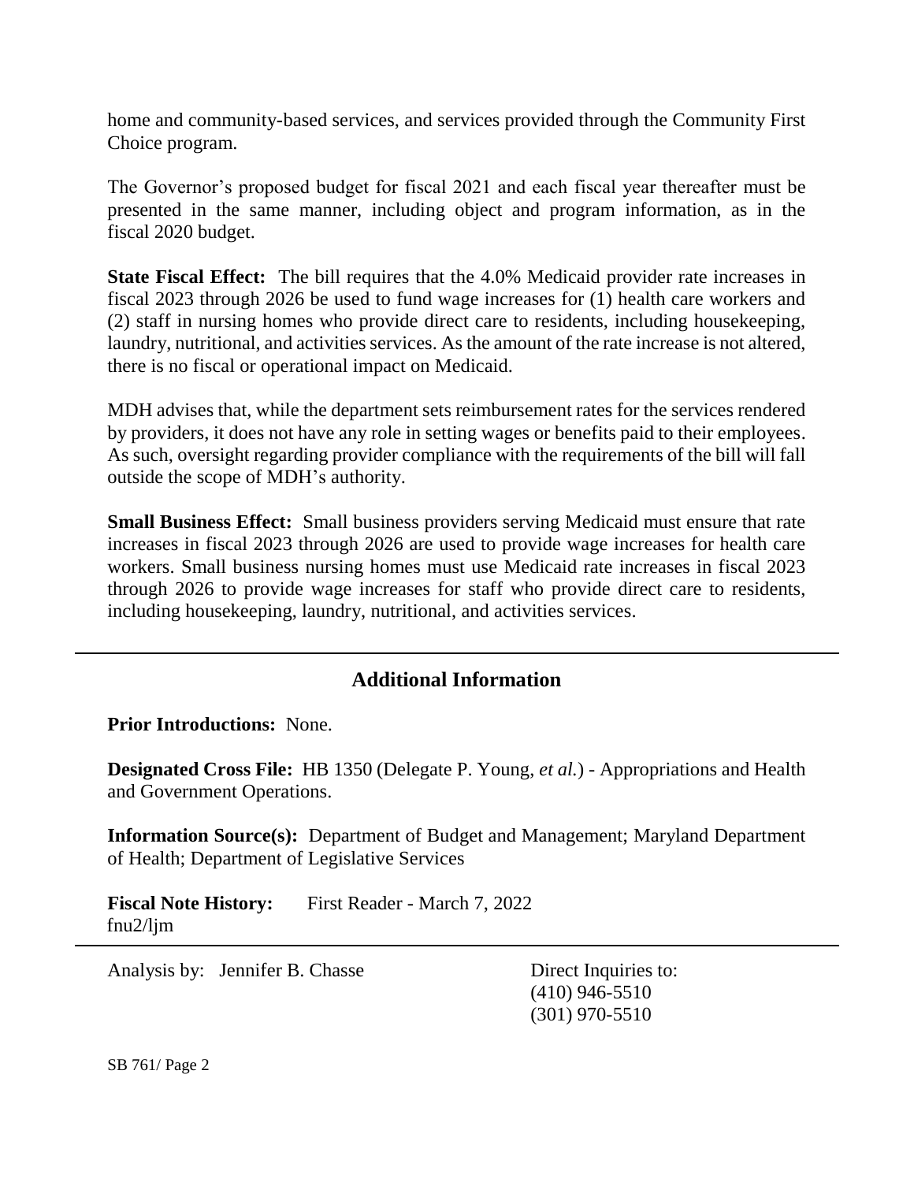home and community-based services, and services provided through the Community First Choice program.

The Governor's proposed budget for fiscal 2021 and each fiscal year thereafter must be presented in the same manner, including object and program information, as in the fiscal 2020 budget.

**State Fiscal Effect:** The bill requires that the 4.0% Medicaid provider rate increases in fiscal 2023 through 2026 be used to fund wage increases for (1) health care workers and (2) staff in nursing homes who provide direct care to residents, including housekeeping, laundry, nutritional, and activities services. As the amount of the rate increase is not altered, there is no fiscal or operational impact on Medicaid.

MDH advises that, while the department sets reimbursement rates for the services rendered by providers, it does not have any role in setting wages or benefits paid to their employees. As such, oversight regarding provider compliance with the requirements of the bill will fall outside the scope of MDH's authority.

**Small Business Effect:** Small business providers serving Medicaid must ensure that rate increases in fiscal 2023 through 2026 are used to provide wage increases for health care workers. Small business nursing homes must use Medicaid rate increases in fiscal 2023 through 2026 to provide wage increases for staff who provide direct care to residents, including housekeeping, laundry, nutritional, and activities services.

## Additional Information

**Prior Introductions:** None.

**Designated Cross File:** HB 1350 (Delegate P. Young, *et al.*) - Appropriations and Health and Government Operations.

**Information Source(s):** Department of Budget and Management; Maryland Department of Health; Department of Legislative Services

**Fiscal Note History:** First Reader - March 7, 2022
fnu2/ljm

Analysis by: Jennifer B. Chasse

Direct Inquiries to:
(410) 946-5510
(301) 970-5510